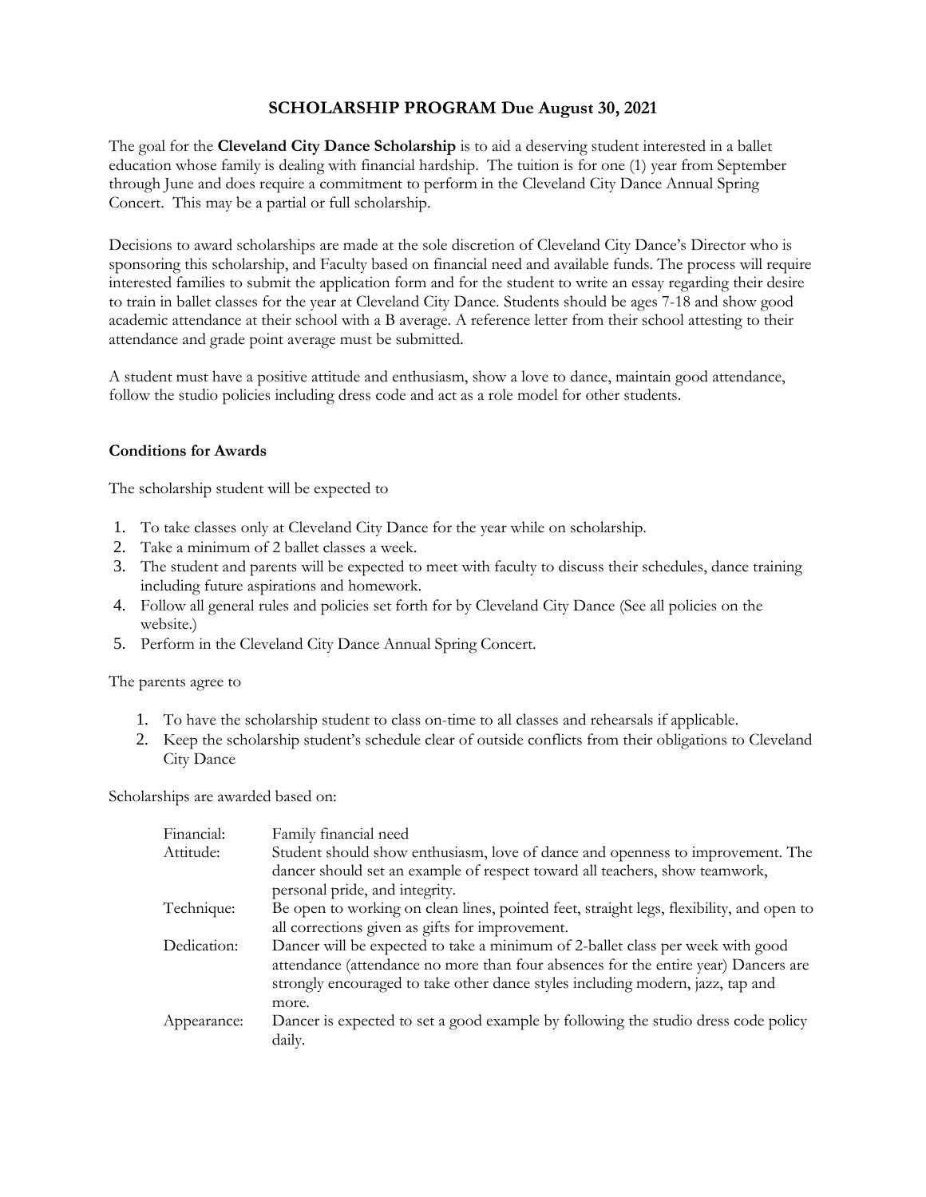# SCHOLARSHIP PROGRAM Due August 30, 2021

The goal for the **Cleveland City Dance Scholarship** is to aid a deserving student interested in a ballet education whose family is dealing with financial hardship. The tuition is for one (1) year from September through June and does require a commitment to perform in the Cleveland City Dance Annual Spring Concert. This may be a partial or full scholarship.

Decisions to award scholarships are made at the sole discretion of Cleveland City Dance's Director who is sponsoring this scholarship, and Faculty based on financial need and available funds. The process will require interested families to submit the application form and for the student to write an essay regarding their desire to train in ballet classes for the year at Cleveland City Dance. Students should be ages 7-18 and show good academic attendance at their school with a B average. A reference letter from their school attesting to their attendance and grade point average must be submitted.

A student must have a positive attitude and enthusiasm, show a love to dance, maintain good attendance, follow the studio policies including dress code and act as a role model for other students.

**Conditions for Awards**

The scholarship student will be expected to

1. To take classes only at Cleveland City Dance for the year while on scholarship.
2. Take a minimum of 2 ballet classes a week.
3. The student and parents will be expected to meet with faculty to discuss their schedules, dance training including future aspirations and homework.
4. Follow all general rules and policies set forth for by Cleveland City Dance (See all policies on the website.)
5. Perform in the Cleveland City Dance Annual Spring Concert.

The parents agree to

1. To have the scholarship student to class on-time to all classes and rehearsals if applicable.
2. Keep the scholarship student's schedule clear of outside conflicts from their obligations to Cleveland City Dance

Scholarships are awarded based on:

| | |
|---|---|
| Financial: | Family financial need |
| Attitude: | Student should show enthusiasm, love of dance and openness to improvement. The dancer should set an example of respect toward all teachers, show teamwork, personal pride, and integrity. |
| Technique: | Be open to working on clean lines, pointed feet, straight legs, flexibility, and open to all corrections given as gifts for improvement. |
| Dedication: | Dancer will be expected to take a minimum of 2-ballet class per week with good attendance (attendance no more than four absences for the entire year) Dancers are strongly encouraged to take other dance styles including modern, jazz, tap and more. |
| Appearance: | Dancer is expected to set a good example by following the studio dress code policy daily. |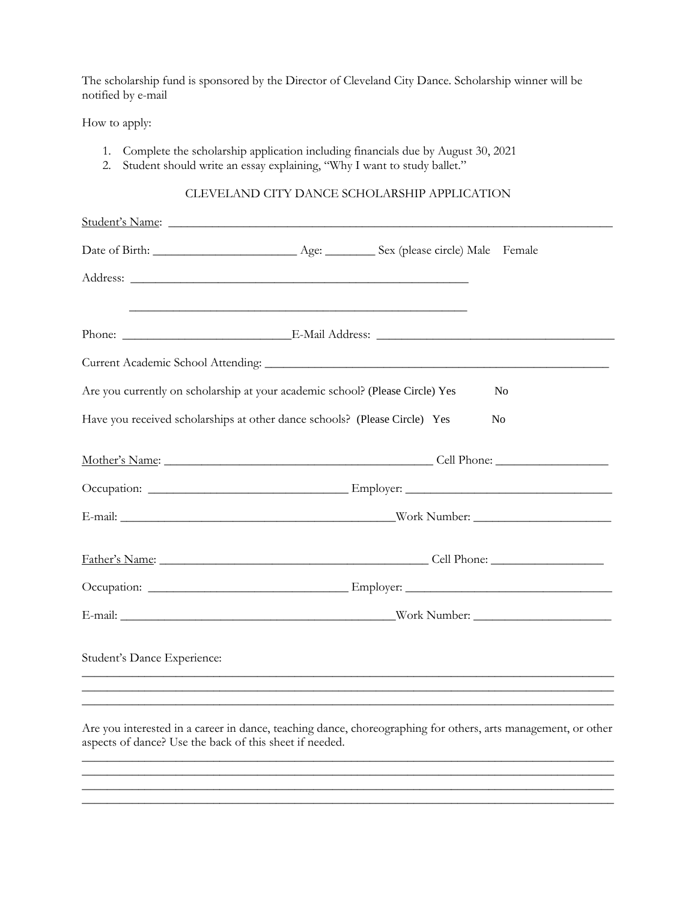The scholarship fund is sponsored by the Director of Cleveland City Dance. Scholarship winner will be notified by e-mail

How to apply:

1. Complete the scholarship application including financials due by August 30, 2021
2. Student should write an essay explaining, "Why I want to study ballet."

CLEVELAND CITY DANCE SCHOLARSHIP APPLICATION

Student's Name: ____________________________________________________________________________

Date of Birth: ________________________ Age: ________ Sex (please circle) Male Female

Address: _________________________________________________________

_________________________________________________________

Phone: ____________________________ E-Mail Address: ________________________________________

Current Academic School Attending: ___________________________________________________________

Are you currently on scholarship at your academic school? (Please Circle) Yes No

Have you received scholarships at other dance schools? (Please Circle) Yes No

Mother's Name: ______________________________________________ Cell Phone: ___________________

Occupation: __________________________________ Employer: ___________________________________

E-mail: ______________________________________________ Work Number: _______________________

Father's Name: ______________________________________________ Cell Phone: ___________________

Occupation: __________________________________ Employer: ___________________________________

E-mail: ______________________________________________ Work Number: _______________________

Student's Dance Experience:

_____________________________________________________________________________________________

_____________________________________________________________________________________________

_____________________________________________________________________________________________

Are you interested in a career in dance, teaching dance, choreographing for others, arts management, or other aspects of dance? Use the back of this sheet if needed.

_____________________________________________________________________________________________

_____________________________________________________________________________________________

_____________________________________________________________________________________________

_____________________________________________________________________________________________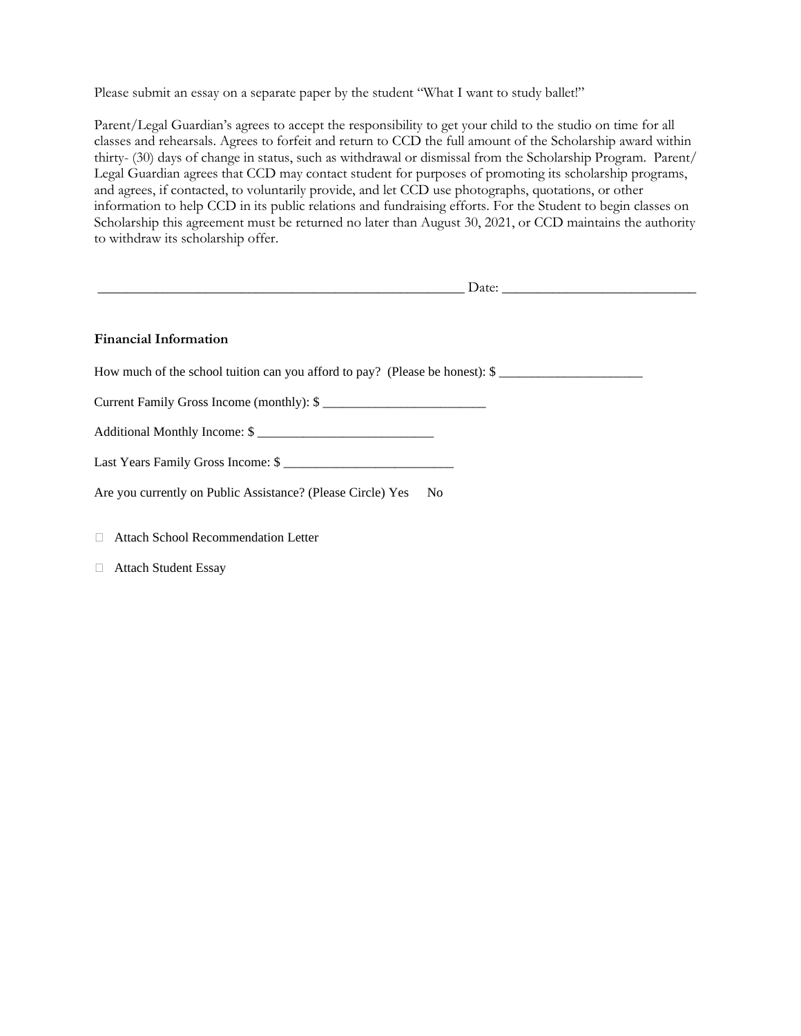Please submit an essay on a separate paper by the student "What I want to study ballet!"

Parent/Legal Guardian's agrees to accept the responsibility to get your child to the studio on time for all classes and rehearsals. Agrees to forfeit and return to CCD the full amount of the Scholarship award within thirty- (30) days of change in status, such as withdrawal or dismissal from the Scholarship Program. Parent/ Legal Guardian agrees that CCD may contact student for purposes of promoting its scholarship programs, and agrees, if contacted, to voluntarily provide, and let CCD use photographs, quotations, or other information to help CCD in its public relations and fundraising efforts. For the Student to begin classes on Scholarship this agreement must be returned no later than August 30, 2021, or CCD maintains the authority to withdraw its scholarship offer.

_____________________________________________________ Date: ____________________________

**Financial Information**

How much of the school tuition can you afford to pay? (Please be honest): $ _____________________

Current Family Gross Income (monthly): $ ________________________

Additional Monthly Income: $ __________________________

Last Years Family Gross Income: $ _________________________

Are you currently on Public Assistance? (Please Circle) Yes No

- ☐ Attach School Recommendation Letter
- ☐ Attach Student Essay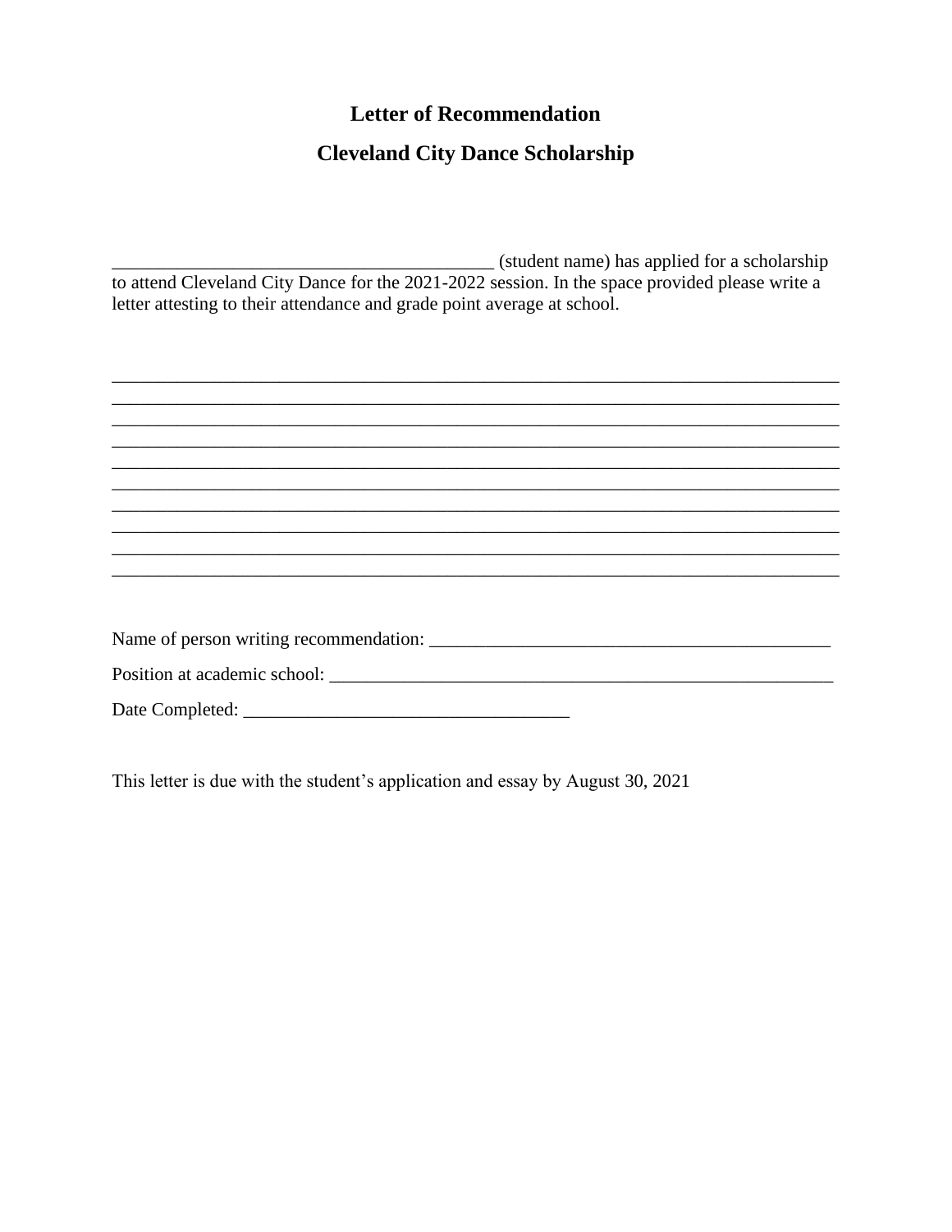# Letter of Recommendation

## Cleveland City Dance Scholarship

__________________________________________ (student name) has applied for a scholarship to attend Cleveland City Dance for the 2021-2022 session. In the space provided please write a letter attesting to their attendance and grade point average at school.

________________________________________________________________________________
________________________________________________________________________________
________________________________________________________________________________
________________________________________________________________________________
________________________________________________________________________________
________________________________________________________________________________
________________________________________________________________________________
________________________________________________________________________________
________________________________________________________________________________
________________________________________________________________________________

Name of person writing recommendation: ____________________________________________

Position at academic school: _______________________________________________________

Date Completed: ___________________________________

This letter is due with the student's application and essay by August 30, 2021